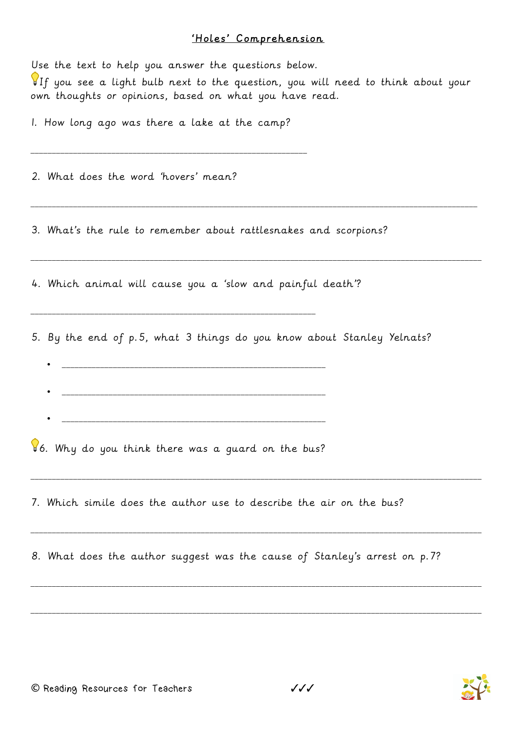# 'Holes' Comprehension

Use the text to help you answer the questions below.
💡If you see a light bulb next to the question, you will need to think about your own thoughts or opinions, based on what you have read.

1. How long ago was there a lake at the camp?

_______________________________________________

2. What does the word 'hovers' mean?

_______________________________________________

3. What's the rule to remember about rattlesnakes and scorpions?

_______________________________________________

4. Which animal will cause you a 'slow and painful death'?

_______________________________________________

5. By the end of p.5, what 3 things do you know about Stanley Yelnats?

- _______________________________________________
- _______________________________________________
- _______________________________________________

💡6. Why do you think there was a guard on the bus?

_______________________________________________

7. Which simile does the author use to describe the air on the bus?

_______________________________________________

8. What does the author suggest was the cause of Stanley's arrest on p.7?

_______________________________________________

_______________________________________________

© Reading Resources for Teachers ✓✓✓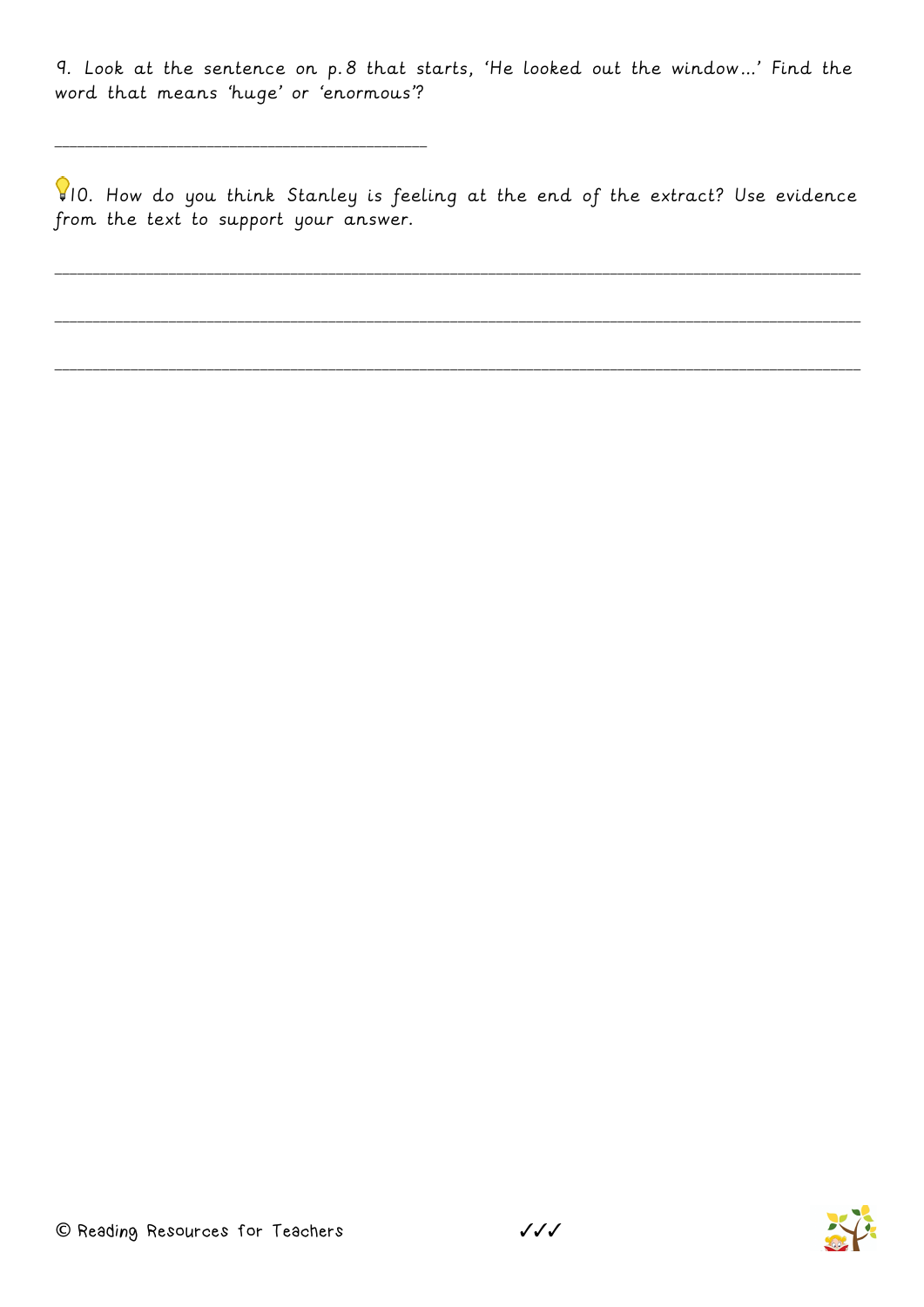9. Look at the sentence on p.8 that starts, 'He looked out the window…' Find the word that means 'huge' or 'enormous'?

\_\_\_\_\_\_\_\_\_\_\_\_\_\_\_\_\_\_\_\_\_\_\_\_\_\_\_\_\_\_\_\_\_\_\_\_\_\_\_\_

10. How do you think Stanley is feeling at the end of the extract? Use evidence from the text to support your answer.

\_\_\_\_\_\_\_\_\_\_\_\_\_\_\_\_\_\_\_\_\_\_\_\_\_\_\_\_\_\_\_\_\_\_\_\_\_\_\_\_\_\_\_\_\_\_\_\_\_\_\_\_\_\_\_\_\_\_\_\_\_\_\_\_\_\_\_\_\_\_\_\_\_\_\_\_\_\_

\_\_\_\_\_\_\_\_\_\_\_\_\_\_\_\_\_\_\_\_\_\_\_\_\_\_\_\_\_\_\_\_\_\_\_\_\_\_\_\_\_\_\_\_\_\_\_\_\_\_\_\_\_\_\_\_\_\_\_\_\_\_\_\_\_\_\_\_\_\_\_\_\_\_\_\_\_\_

\_\_\_\_\_\_\_\_\_\_\_\_\_\_\_\_\_\_\_\_\_\_\_\_\_\_\_\_\_\_\_\_\_\_\_\_\_\_\_\_\_\_\_\_\_\_\_\_\_\_\_\_\_\_\_\_\_\_\_\_\_\_\_\_\_\_\_\_\_\_\_\_\_\_\_\_\_\_

© Reading Resources for Teachers ✓✓✓